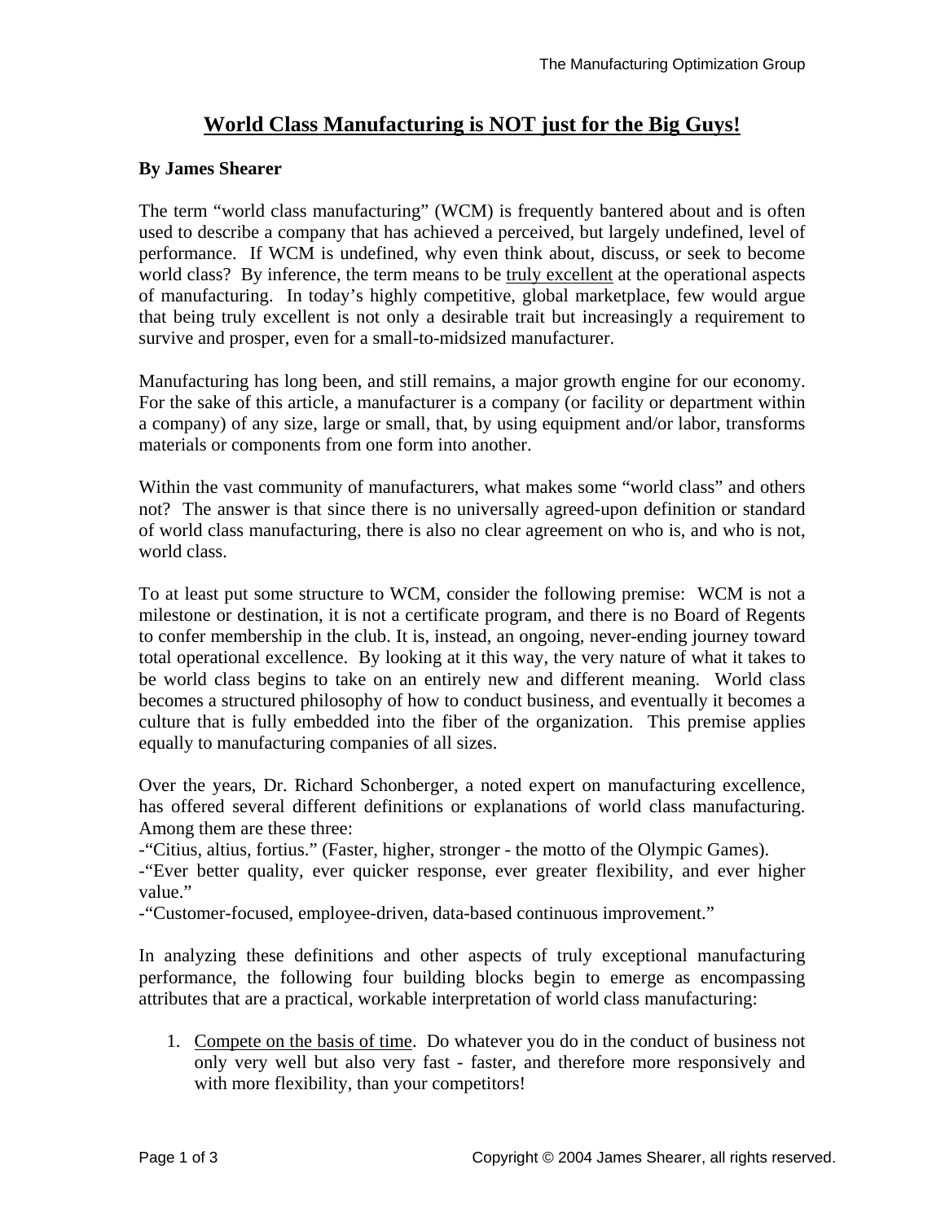# World Class Manufacturing is NOT just for the Big Guys!

**By James Shearer**

The term "world class manufacturing" (WCM) is frequently bantered about and is often used to describe a company that has achieved a perceived, but largely undefined, level of performance. If WCM is undefined, why even think about, discuss, or seek to become world class? By inference, the term means to be truly excellent at the operational aspects of manufacturing. In today's highly competitive, global marketplace, few would argue that being truly excellent is not only a desirable trait but increasingly a requirement to survive and prosper, even for a small-to-midsized manufacturer.

Manufacturing has long been, and still remains, a major growth engine for our economy. For the sake of this article, a manufacturer is a company (or facility or department within a company) of any size, large or small, that, by using equipment and/or labor, transforms materials or components from one form into another.

Within the vast community of manufacturers, what makes some "world class" and others not? The answer is that since there is no universally agreed-upon definition or standard of world class manufacturing, there is also no clear agreement on who is, and who is not, world class.

To at least put some structure to WCM, consider the following premise: WCM is not a milestone or destination, it is not a certificate program, and there is no Board of Regents to confer membership in the club. It is, instead, an ongoing, never-ending journey toward total operational excellence. By looking at it this way, the very nature of what it takes to be world class begins to take on an entirely new and different meaning. World class becomes a structured philosophy of how to conduct business, and eventually it becomes a culture that is fully embedded into the fiber of the organization. This premise applies equally to manufacturing companies of all sizes.

Over the years, Dr. Richard Schonberger, a noted expert on manufacturing excellence, has offered several different definitions or explanations of world class manufacturing. Among them are these three:
-"Citius, altius, fortius." (Faster, higher, stronger - the motto of the Olympic Games).
-"Ever better quality, ever quicker response, ever greater flexibility, and ever higher value."
-"Customer-focused, employee-driven, data-based continuous improvement."

In analyzing these definitions and other aspects of truly exceptional manufacturing performance, the following four building blocks begin to emerge as encompassing attributes that are a practical, workable interpretation of world class manufacturing:

1. Compete on the basis of time. Do whatever you do in the conduct of business not only very well but also very fast - faster, and therefore more responsively and with more flexibility, than your competitors!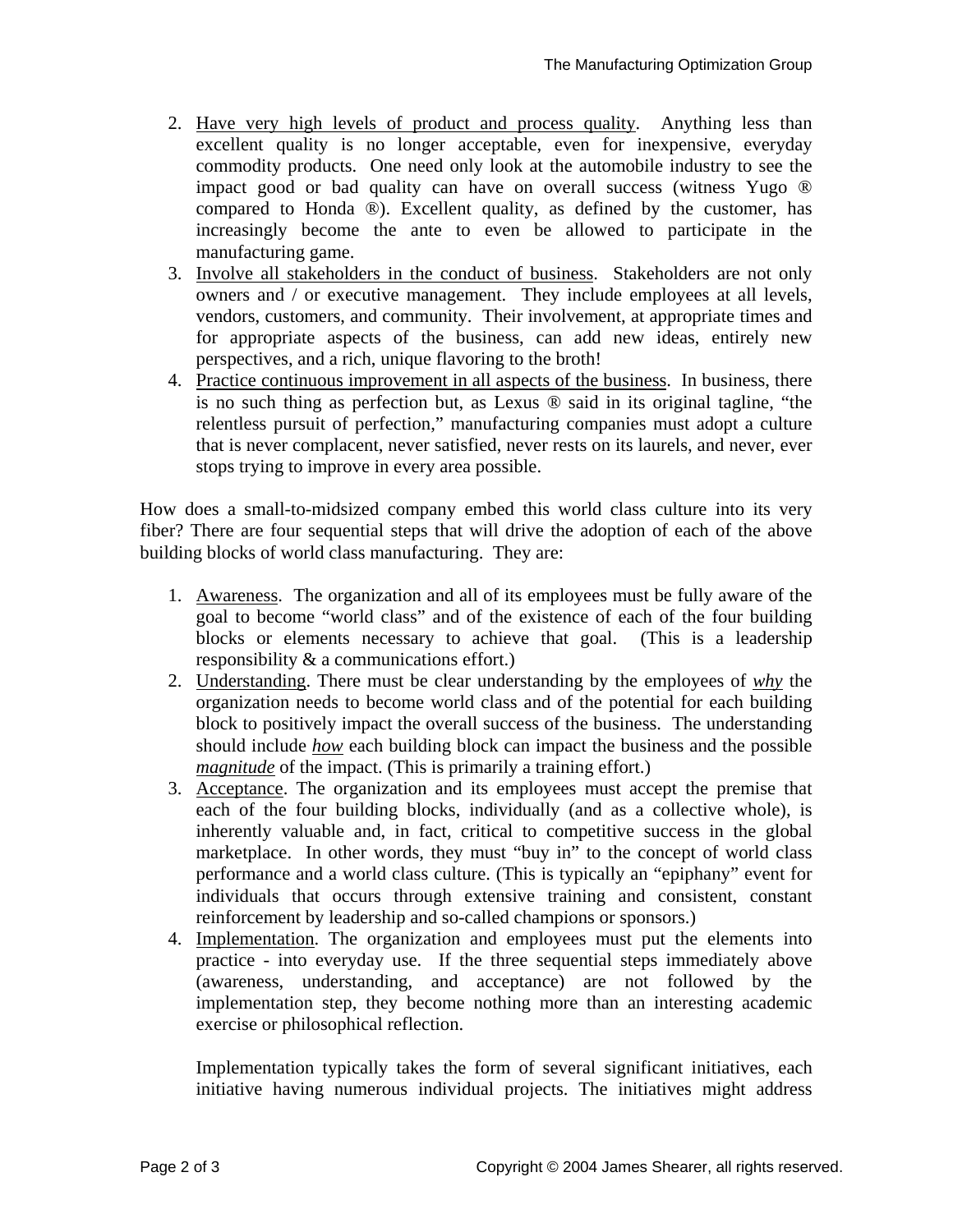2. Have very high levels of product and process quality. Anything less than excellent quality is no longer acceptable, even for inexpensive, everyday commodity products. One need only look at the automobile industry to see the impact good or bad quality can have on overall success (witness Yugo ® compared to Honda ®). Excellent quality, as defined by the customer, has increasingly become the ante to even be allowed to participate in the manufacturing game.
3. Involve all stakeholders in the conduct of business. Stakeholders are not only owners and / or executive management. They include employees at all levels, vendors, customers, and community. Their involvement, at appropriate times and for appropriate aspects of the business, can add new ideas, entirely new perspectives, and a rich, unique flavoring to the broth!
4. Practice continuous improvement in all aspects of the business. In business, there is no such thing as perfection but, as Lexus ® said in its original tagline, "the relentless pursuit of perfection," manufacturing companies must adopt a culture that is never complacent, never satisfied, never rests on its laurels, and never, ever stops trying to improve in every area possible.

How does a small-to-midsized company embed this world class culture into its very fiber? There are four sequential steps that will drive the adoption of each of the above building blocks of world class manufacturing. They are:

1. Awareness. The organization and all of its employees must be fully aware of the goal to become "world class" and of the existence of each of the four building blocks or elements necessary to achieve that goal. (This is a leadership responsibility & a communications effort.)
2. Understanding. There must be clear understanding by the employees of ***why*** the organization needs to become world class and of the potential for each building block to positively impact the overall success of the business. The understanding should include ***how*** each building block can impact the business and the possible ***magnitude*** of the impact. (This is primarily a training effort.)
3. Acceptance. The organization and its employees must accept the premise that each of the four building blocks, individually (and as a collective whole), is inherently valuable and, in fact, critical to competitive success in the global marketplace. In other words, they must "buy in" to the concept of world class performance and a world class culture. (This is typically an "epiphany" event for individuals that occurs through extensive training and consistent, constant reinforcement by leadership and so-called champions or sponsors.)
4. Implementation. The organization and employees must put the elements into practice - into everyday use. If the three sequential steps immediately above (awareness, understanding, and acceptance) are not followed by the implementation step, they become nothing more than an interesting academic exercise or philosophical reflection.

   Implementation typically takes the form of several significant initiatives, each initiative having numerous individual projects. The initiatives might address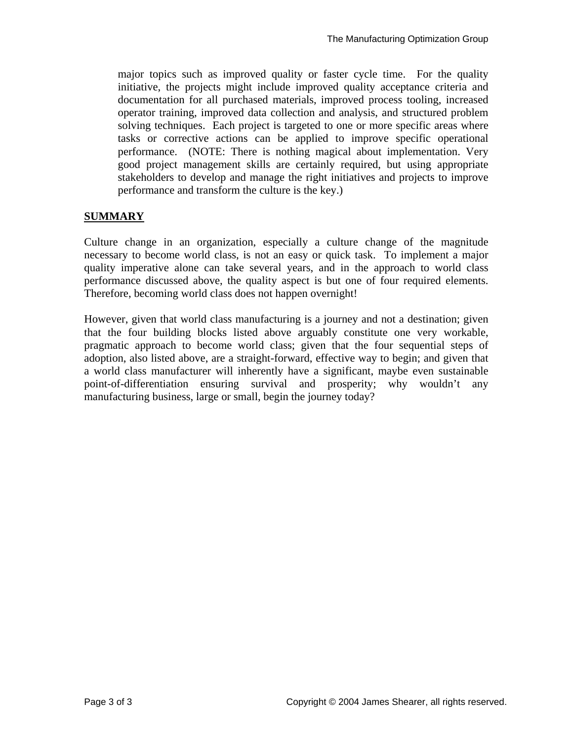major topics such as improved quality or faster cycle time. For the quality initiative, the projects might include improved quality acceptance criteria and documentation for all purchased materials, improved process tooling, increased operator training, improved data collection and analysis, and structured problem solving techniques. Each project is targeted to one or more specific areas where tasks or corrective actions can be applied to improve specific operational performance. (NOTE: There is nothing magical about implementation. Very good project management skills are certainly required, but using appropriate stakeholders to develop and manage the right initiatives and projects to improve performance and transform the culture is the key.)

## SUMMARY

Culture change in an organization, especially a culture change of the magnitude necessary to become world class, is not an easy or quick task. To implement a major quality imperative alone can take several years, and in the approach to world class performance discussed above, the quality aspect is but one of four required elements. Therefore, becoming world class does not happen overnight!

However, given that world class manufacturing is a journey and not a destination; given that the four building blocks listed above arguably constitute one very workable, pragmatic approach to become world class; given that the four sequential steps of adoption, also listed above, are a straight-forward, effective way to begin; and given that a world class manufacturer will inherently have a significant, maybe even sustainable point-of-differentiation ensuring survival and prosperity; why wouldn't any manufacturing business, large or small, begin the journey today?

Copyright © 2004 James Shearer, all rights reserved.